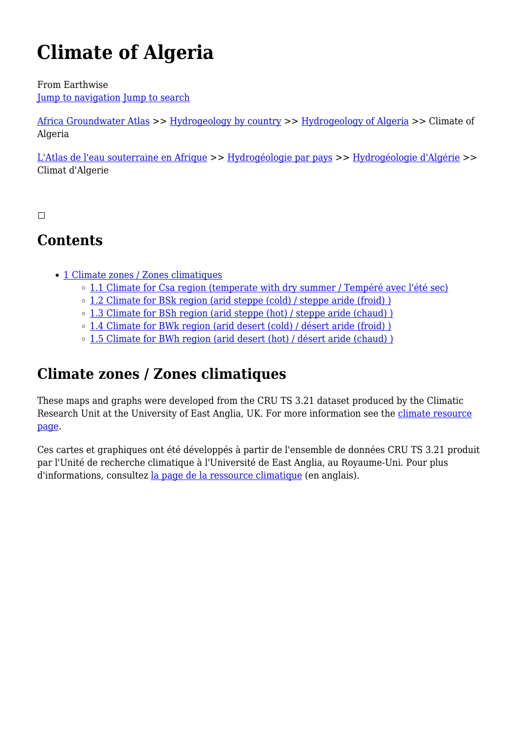# Climate of Algeria

From Earthwise
Jump to navigation Jump to search

Africa Groundwater Atlas >> Hydrogeology by country >> Hydrogeology of Algeria >> Climate of Algeria

L'Atlas de l'eau souterraine en Afrique >> Hydrogéologie par pays >> Hydrogéologie d'Algérie >> Climat d'Algerie

## Contents

- 1 Climate zones / Zones climatiques
  - 1.1 Climate for Csa region (temperate with dry summer / Tempéré avec l'été sec)
  - 1.2 Climate for BSk region (arid steppe (cold) / steppe aride (froid) )
  - 1.3 Climate for BSh region (arid steppe (hot) / steppe aride (chaud) )
  - 1.4 Climate for BWk region (arid desert (cold) / désert aride (froid) )
  - 1.5 Climate for BWh region (arid desert (hot) / désert aride (chaud) )

## Climate zones / Zones climatiques

These maps and graphs were developed from the CRU TS 3.21 dataset produced by the Climatic Research Unit at the University of East Anglia, UK. For more information see the climate resource page.

Ces cartes et graphiques ont été développés à partir de l'ensemble de données CRU TS 3.21 produit par l'Unité de recherche climatique à l'Université de East Anglia, au Royaume-Uni. Pour plus d'informations, consultez la page de la ressource climatique (en anglais).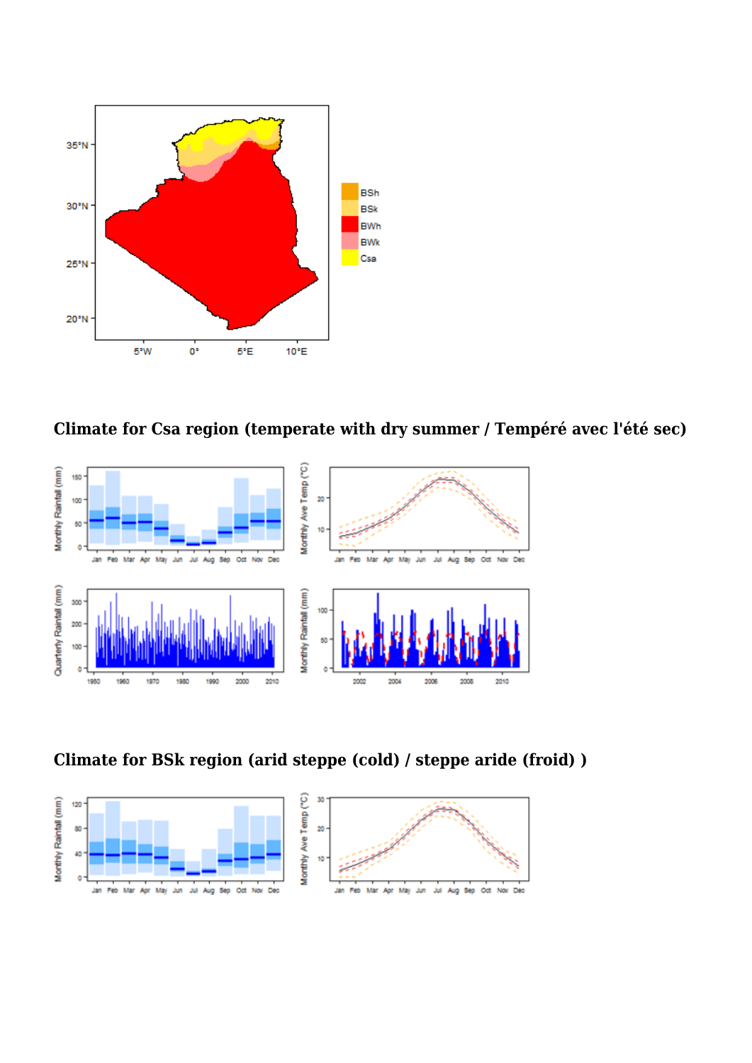## Climate for Csa region (temperate with dry summer / Tempéré avec l'été sec)

## Climate for BSk region (arid steppe (cold) / steppe aride (froid) )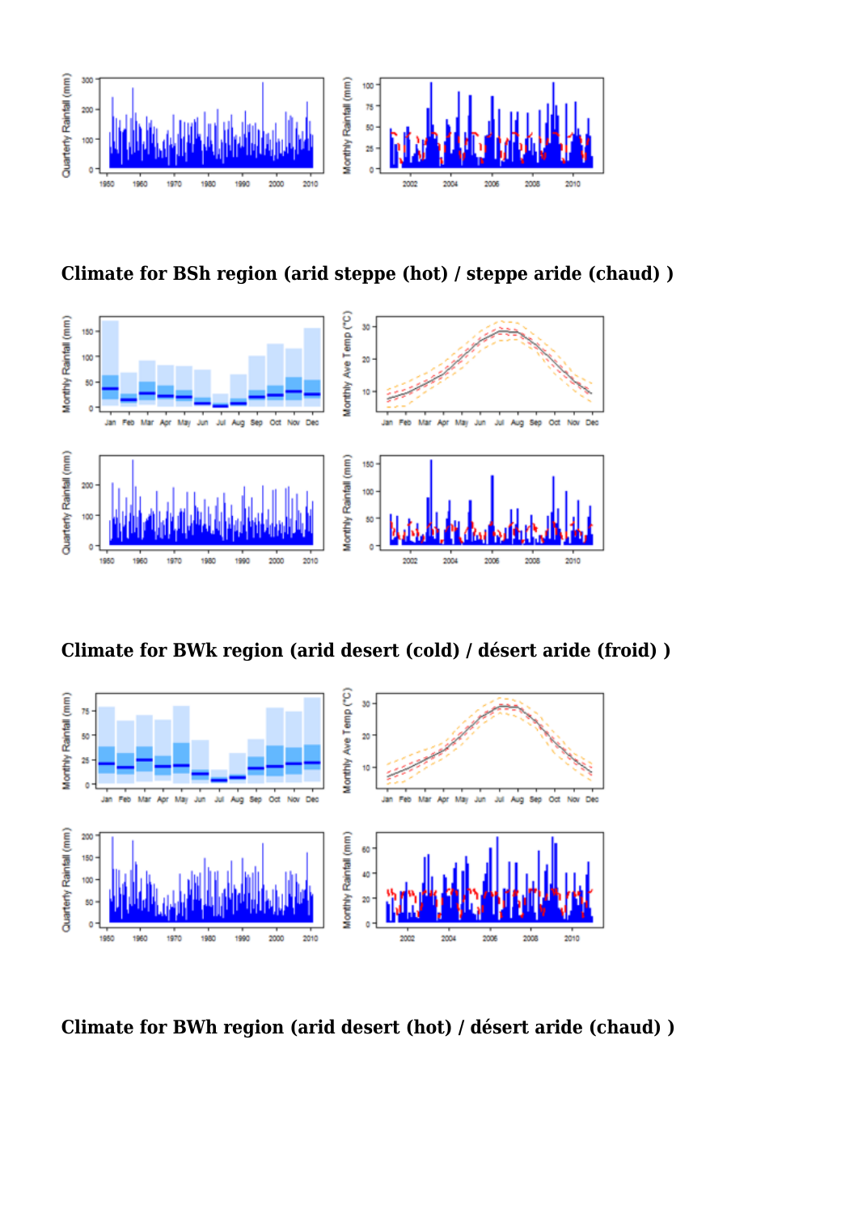## Climate for BSh region (arid steppe (hot) / steppe aride (chaud) )

## Climate for BWk region (arid desert (cold) / désert aride (froid) )

## Climate for BWh region (arid desert (hot) / désert aride (chaud) )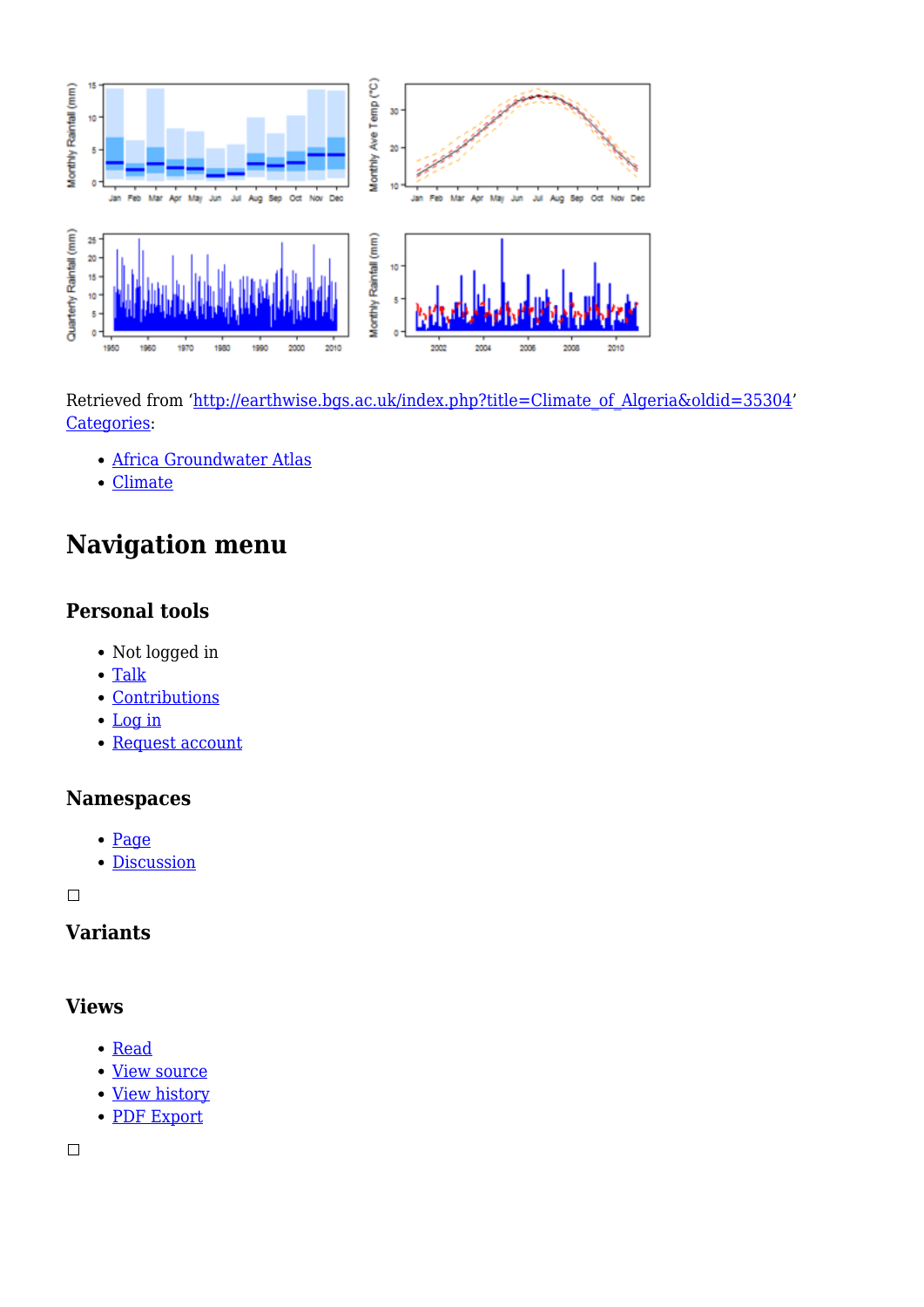Retrieved from ‘http://earthwise.bgs.ac.uk/index.php?title=Climate_of_Algeria&oldid=35304’
Categories:

- Africa Groundwater Atlas
- Climate

# Navigation menu

## Personal tools

- Not logged in
- Talk
- Contributions
- Log in
- Request account

## Namespaces

- Page
- Discussion

## Variants

## Views

- Read
- View source
- View history
- PDF Export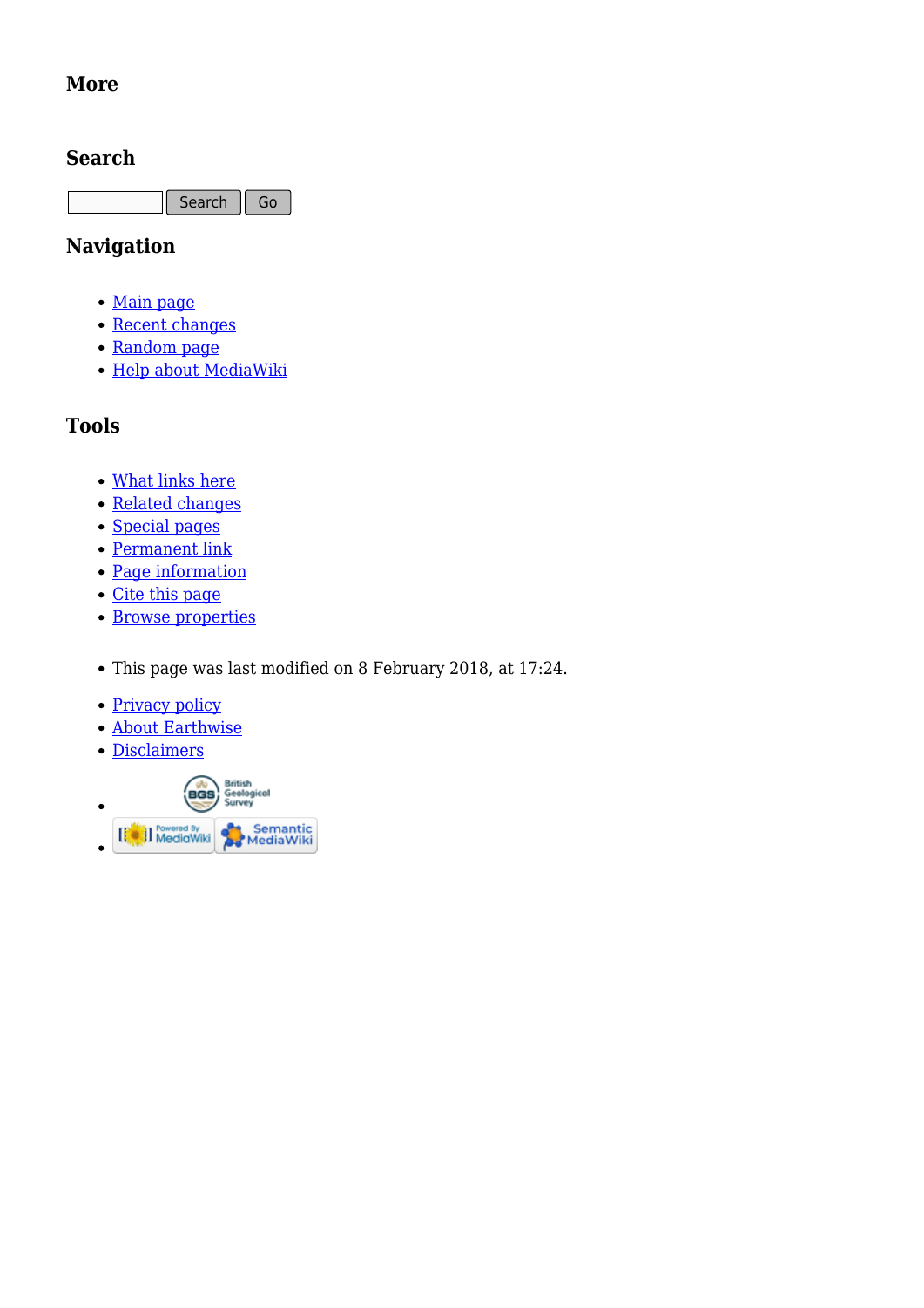### More

### Search

Search Go

### Navigation

- Main page
- Recent changes
- Random page
- Help about MediaWiki

### Tools

- What links here
- Related changes
- Special pages
- Permanent link
- Page information
- Cite this page
- Browse properties

- This page was last modified on 8 February 2018, at 17:24.

- Privacy policy
- About Earthwise
- Disclaimers